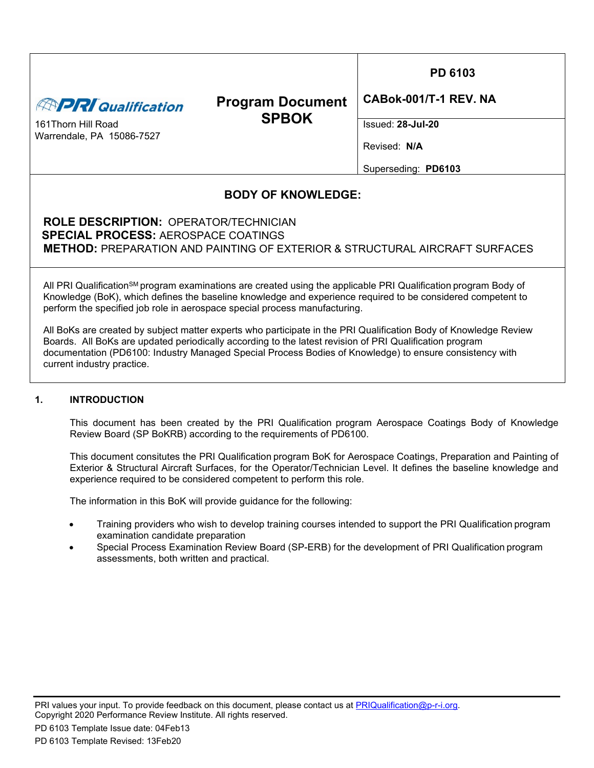| PRI Qualification<br>161Thorn Hill Road<br>Warrendale, PA 15086-7527 | **Program Document SPBOK** | **PD 6103**<br>**CABok-001/T-1 REV. NA**<br>Issued: **28-Jul-20**<br>Revised: **N/A**<br>Superseding: **PD6103** |
|---|---|---|

## BODY OF KNOWLEDGE:

**ROLE DESCRIPTION:** OPERATOR/TECHNICIAN
**SPECIAL PROCESS:** AEROSPACE COATINGS
**METHOD:** PREPARATION AND PAINTING OF EXTERIOR & STRUCTURAL AIRCRAFT SURFACES

All PRI Qualification[SM] program examinations are created using the applicable PRI Qualification program Body of Knowledge (BoK), which defines the baseline knowledge and experience required to be considered competent to perform the specified job role in aerospace special process manufacturing.

All BoKs are created by subject matter experts who participate in the PRI Qualification Body of Knowledge Review Boards. All BoKs are updated periodically according to the latest revision of PRI Qualification program documentation (PD6100: Industry Managed Special Process Bodies of Knowledge) to ensure consistency with current industry practice.

## 1. INTRODUCTION

This document has been created by the PRI Qualification program Aerospace Coatings Body of Knowledge Review Board (SP BoKRB) according to the requirements of PD6100.

This document consitutes the PRI Qualification program BoK for Aerospace Coatings, Preparation and Painting of Exterior & Structural Aircraft Surfaces, for the Operator/Technician Level. It defines the baseline knowledge and experience required to be considered competent to perform this role.

The information in this BoK will provide guidance for the following:

- Training providers who wish to develop training courses intended to support the PRI Qualification program examination candidate preparation
- Special Process Examination Review Board (SP-ERB) for the development of PRI Qualification program assessments, both written and practical.

PRI values your input. To provide feedback on this document, please contact us at PRIQualification@p-r-i.org.
Copyright 2020 Performance Review Institute. All rights reserved.

PD 6103 Template Issue date: 04Feb13
PD 6103 Template Revised: 13Feb20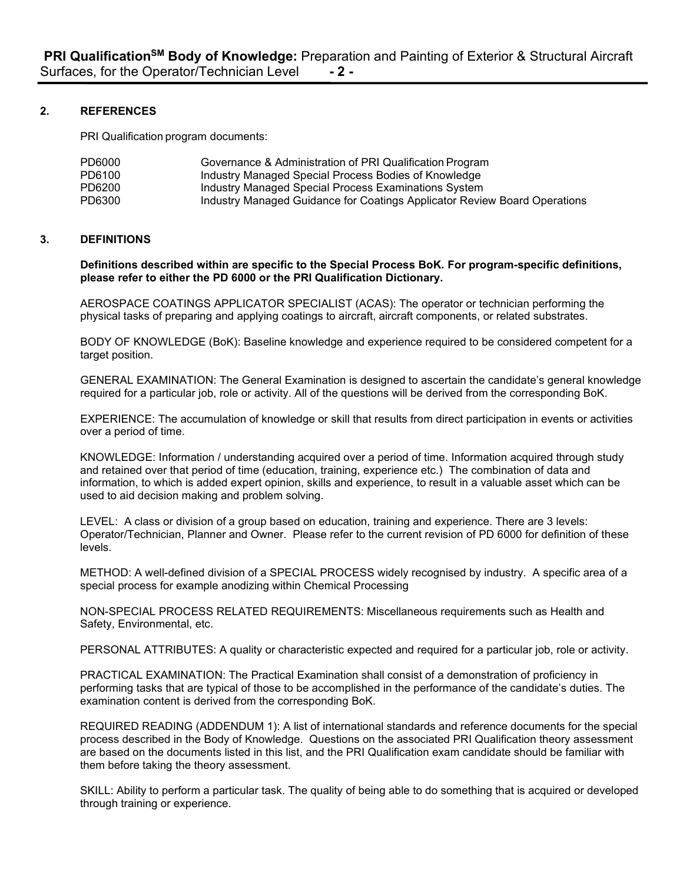## 2. REFERENCES

PRI Qualification program documents:

| | |
|---|---|
| PD6000 | Governance & Administration of PRI Qualification Program |
| PD6100 | Industry Managed Special Process Bodies of Knowledge |
| PD6200 | Industry Managed Special Process Examinations System |
| PD6300 | Industry Managed Guidance for Coatings Applicator Review Board Operations |

## 3. DEFINITIONS

**Definitions described within are specific to the Special Process BoK. For program-specific definitions, please refer to either the PD 6000 or the PRI Qualification Dictionary.**

AEROSPACE COATINGS APPLICATOR SPECIALIST (ACAS): The operator or technician performing the physical tasks of preparing and applying coatings to aircraft, aircraft components, or related substrates.

BODY OF KNOWLEDGE (BoK): Baseline knowledge and experience required to be considered competent for a target position.

GENERAL EXAMINATION: The General Examination is designed to ascertain the candidate's general knowledge required for a particular job, role or activity. All of the questions will be derived from the corresponding BoK.

EXPERIENCE: The accumulation of knowledge or skill that results from direct participation in events or activities over a period of time.

KNOWLEDGE: Information / understanding acquired over a period of time. Information acquired through study and retained over that period of time (education, training, experience etc.) The combination of data and information, to which is added expert opinion, skills and experience, to result in a valuable asset which can be used to aid decision making and problem solving.

LEVEL: A class or division of a group based on education, training and experience. There are 3 levels: Operator/Technician, Planner and Owner. Please refer to the current revision of PD 6000 for definition of these levels.

METHOD: A well-defined division of a SPECIAL PROCESS widely recognised by industry. A specific area of a special process for example anodizing within Chemical Processing

NON-SPECIAL PROCESS RELATED REQUIREMENTS: Miscellaneous requirements such as Health and Safety, Environmental, etc.

PERSONAL ATTRIBUTES: A quality or characteristic expected and required for a particular job, role or activity.

PRACTICAL EXAMINATION: The Practical Examination shall consist of a demonstration of proficiency in performing tasks that are typical of those to be accomplished in the performance of the candidate's duties. The examination content is derived from the corresponding BoK.

REQUIRED READING (ADDENDUM 1): A list of international standards and reference documents for the special process described in the Body of Knowledge. Questions on the associated PRI Qualification theory assessment are based on the documents listed in this list, and the PRI Qualification exam candidate should be familiar with them before taking the theory assessment.

SKILL: Ability to perform a particular task. The quality of being able to do something that is acquired or developed through training or experience.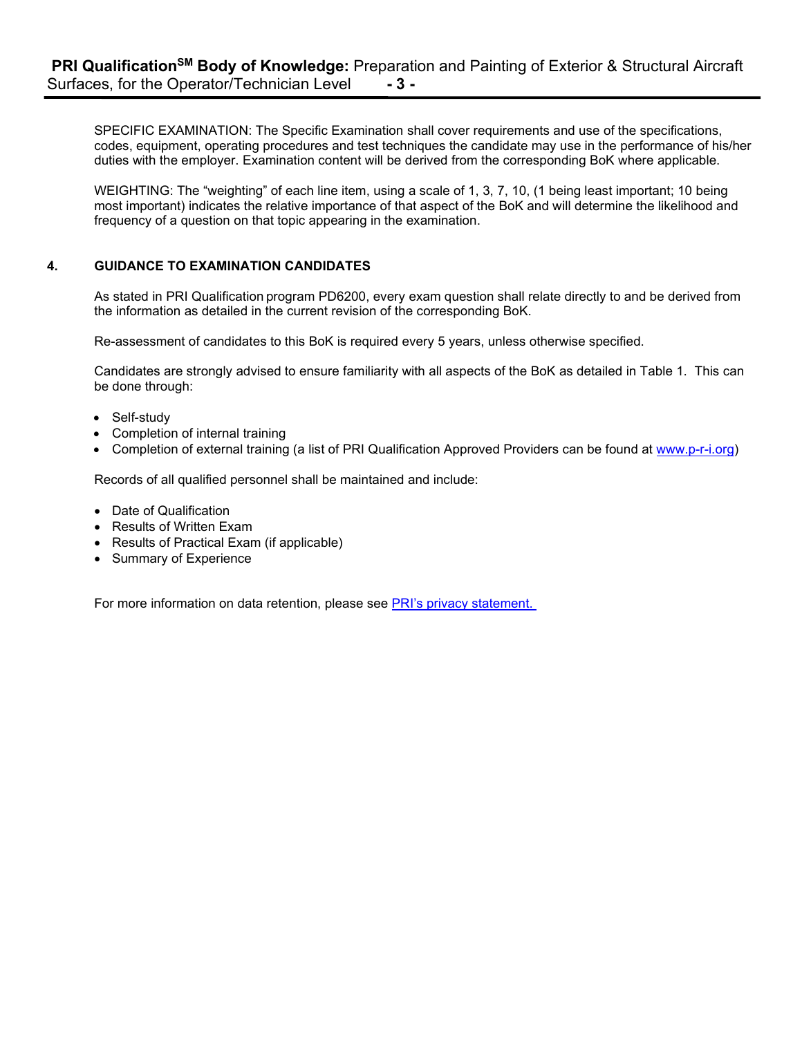SPECIFIC EXAMINATION: The Specific Examination shall cover requirements and use of the specifications, codes, equipment, operating procedures and test techniques the candidate may use in the performance of his/her duties with the employer. Examination content will be derived from the corresponding BoK where applicable.

WEIGHTING: The “weighting” of each line item, using a scale of 1, 3, 7, 10, (1 being least important; 10 being most important) indicates the relative importance of that aspect of the BoK and will determine the likelihood and frequency of a question on that topic appearing in the examination.

## 4. GUIDANCE TO EXAMINATION CANDIDATES

As stated in PRI Qualification program PD6200, every exam question shall relate directly to and be derived from the information as detailed in the current revision of the corresponding BoK.

Re-assessment of candidates to this BoK is required every 5 years, unless otherwise specified.

Candidates are strongly advised to ensure familiarity with all aspects of the BoK as detailed in Table 1. This can be done through:

- Self-study
- Completion of internal training
- Completion of external training (a list of PRI Qualification Approved Providers can be found at [www.p-r-i.org](www.p-r-i.org))

Records of all qualified personnel shall be maintained and include:

- Date of Qualification
- Results of Written Exam
- Results of Practical Exam (if applicable)
- Summary of Experience

For more information on data retention, please see PRI’s privacy statement.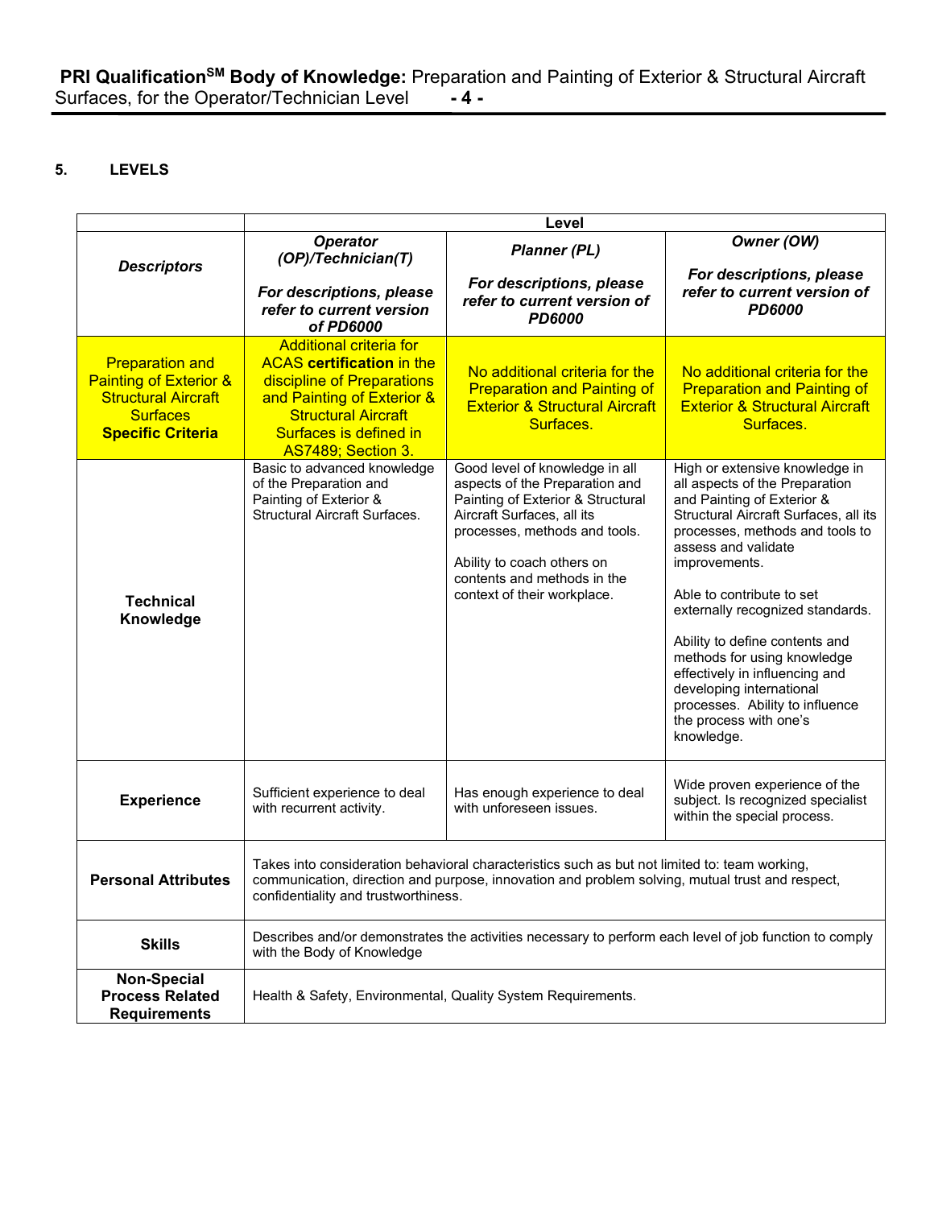## 5. LEVELS

| | Level | | |
|---|---|---|---|
| ***Descriptors*** | ***Operator (OP)/Technician(T)*** <br><br> ***For descriptions, please refer to current version of PD6000*** | ***Planner (PL)*** <br><br> ***For descriptions, please refer to current version of PD6000*** | ***Owner (OW)*** <br><br> ***For descriptions, please refer to current version of PD6000*** |
| Preparation and Painting of Exterior & Structural Aircraft Surfaces **Specific Criteria** | Additional criteria for ACAS **certification** in the discipline of Preparations and Painting of Exterior & Structural Aircraft Surfaces is defined in AS7489; Section 3. | No additional criteria for the Preparation and Painting of Exterior & Structural Aircraft Surfaces. | No additional criteria for the Preparation and Painting of Exterior & Structural Aircraft Surfaces. |
| **Technical Knowledge** | Basic to advanced knowledge of the Preparation and Painting of Exterior & Structural Aircraft Surfaces. | Good level of knowledge in all aspects of the Preparation and Painting of Exterior & Structural Aircraft Surfaces, all its processes, methods and tools. <br><br> Ability to coach others on contents and methods in the context of their workplace. | High or extensive knowledge in all aspects of the Preparation and Painting of Exterior & Structural Aircraft Surfaces, all its processes, methods and tools to assess and validate improvements. <br><br> Able to contribute to set externally recognized standards. <br><br> Ability to define contents and methods for using knowledge effectively in influencing and developing international processes. Ability to influence the process with one's knowledge. |
| **Experience** | Sufficient experience to deal with recurrent activity. | Has enough experience to deal with unforeseen issues. | Wide proven experience of the subject. Is recognized specialist within the special process. |
| **Personal Attributes** | Takes into consideration behavioral characteristics such as but not limited to: team working, communication, direction and purpose, innovation and problem solving, mutual trust and respect, confidentiality and trustworthiness. | | |
| **Skills** | Describes and/or demonstrates the activities necessary to perform each level of job function to comply with the Body of Knowledge | | |
| **Non-Special Process Related Requirements** | Health & Safety, Environmental, Quality System Requirements. | | |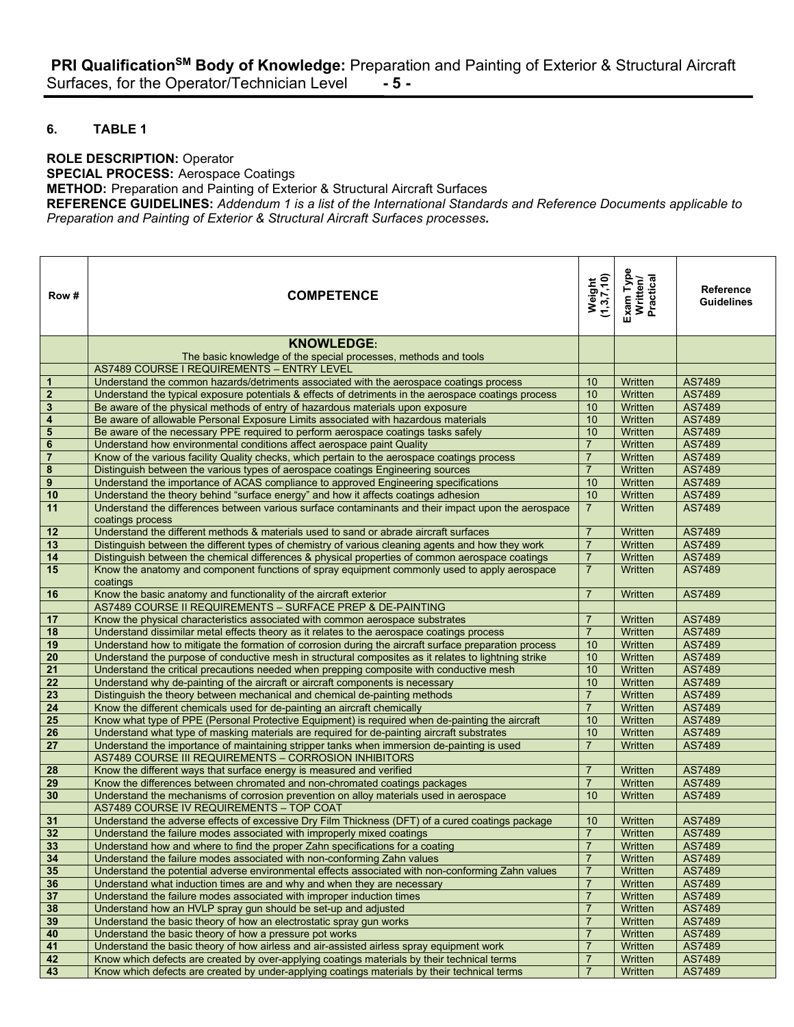## 6. TABLE 1

**ROLE DESCRIPTION:** Operator
**SPECIAL PROCESS:** Aerospace Coatings
**METHOD:** Preparation and Painting of Exterior & Structural Aircraft Surfaces
**REFERENCE GUIDELINES:** *Addendum 1 is a list of the International Standards and Reference Documents applicable to Preparation and Painting of Exterior & Structural Aircraft Surfaces processes.*

| Row # | COMPETENCE | Weight (1,3,7,10) | Exam Type Written/ Practical | Reference Guidelines |
|---|---|---|---|---|
| | **KNOWLEDGE:** The basic knowledge of the special processes, methods and tools | | | |
| | AS7489 COURSE I REQUIREMENTS – ENTRY LEVEL | | | |
| 1 | Understand the common hazards/detriments associated with the aerospace coatings process | 10 | Written | AS7489 |
| 2 | Understand the typical exposure potentials & effects of detriments in the aerospace coatings process | 10 | Written | AS7489 |
| 3 | Be aware of the physical methods of entry of hazardous materials upon exposure | 10 | Written | AS7489 |
| 4 | Be aware of allowable Personal Exposure Limits associated with hazardous materials | 10 | Written | AS7489 |
| 5 | Be aware of the necessary PPE required to perform aerospace coatings tasks safely | 10 | Written | AS7489 |
| 6 | Understand how environmental conditions affect aerospace paint Quality | 7 | Written | AS7489 |
| 7 | Know of the various facility Quality checks, which pertain to the aerospace coatings process | 7 | Written | AS7489 |
| 8 | Distinguish between the various types of aerospace coatings Engineering sources | 7 | Written | AS7489 |
| 9 | Understand the importance of ACAS compliance to approved Engineering specifications | 10 | Written | AS7489 |
| 10 | Understand the theory behind "surface energy" and how it affects coatings adhesion | 10 | Written | AS7489 |
| 11 | Understand the differences between various surface contaminants and their impact upon the aerospace coatings process | 7 | Written | AS7489 |
| 12 | Understand the different methods & materials used to sand or abrade aircraft surfaces | 7 | Written | AS7489 |
| 13 | Distinguish between the different types of chemistry of various cleaning agents and how they work | 7 | Written | AS7489 |
| 14 | Distinguish between the chemical differences & physical properties of common aerospace coatings | 7 | Written | AS7489 |
| 15 | Know the anatomy and component functions of spray equipment commonly used to apply aerospace coatings | 7 | Written | AS7489 |
| 16 | Know the basic anatomy and functionality of the aircraft exterior | 7 | Written | AS7489 |
| | AS7489 COURSE II REQUIREMENTS – SURFACE PREP & DE-PAINTING | | | |
| 17 | Know the physical characteristics associated with common aerospace substrates | 7 | Written | AS7489 |
| 18 | Understand dissimilar metal effects theory as it relates to the aerospace coatings process | 7 | Written | AS7489 |
| 19 | Understand how to mitigate the formation of corrosion during the aircraft surface preparation process | 10 | Written | AS7489 |
| 20 | Understand the purpose of conductive mesh in structural composites as it relates to lightning strike | 10 | Written | AS7489 |
| 21 | Understand the critical precautions needed when prepping composite with conductive mesh | 10 | Written | AS7489 |
| 22 | Understand why de-painting of the aircraft or aircraft components is necessary | 10 | Written | AS7489 |
| 23 | Distinguish the theory between mechanical and chemical de-painting methods | 7 | Written | AS7489 |
| 24 | Know the different chemicals used for de-painting an aircraft chemically | 7 | Written | AS7489 |
| 25 | Know what type of PPE (Personal Protective Equipment) is required when de-painting the aircraft | 10 | Written | AS7489 |
| 26 | Understand what type of masking materials are required for de-painting aircraft substrates | 10 | Written | AS7489 |
| 27 | Understand the importance of maintaining stripper tanks when immersion de-painting is used | 7 | Written | AS7489 |
| | AS7489 COURSE III REQUIREMENTS – CORROSION INHIBITORS | | | |
| 28 | Know the different ways that surface energy is measured and verified | 7 | Written | AS7489 |
| 29 | Know the differences between chromated and non-chromated coatings packages | 7 | Written | AS7489 |
| 30 | Understand the mechanisms of corrosion prevention on alloy materials used in aerospace | 10 | Written | AS7489 |
| | AS7489 COURSE IV REQUIREMENTS – TOP COAT | | | |
| 31 | Understand the adverse effects of excessive Dry Film Thickness (DFT) of a cured coatings package | 10 | Written | AS7489 |
| 32 | Understand the failure modes associated with improperly mixed coatings | 7 | Written | AS7489 |
| 33 | Understand how and where to find the proper Zahn specifications for a coating | 7 | Written | AS7489 |
| 34 | Understand the failure modes associated with non-conforming Zahn values | 7 | Written | AS7489 |
| 35 | Understand the potential adverse environmental effects associated with non-conforming Zahn values | 7 | Written | AS7489 |
| 36 | Understand what induction times are and why and when they are necessary | 7 | Written | AS7489 |
| 37 | Understand the failure modes associated with improper induction times | 7 | Written | AS7489 |
| 38 | Understand how an HVLP spray gun should be set-up and adjusted | 7 | Written | AS7489 |
| 39 | Understand the basic theory of how an electrostatic spray gun works | 7 | Written | AS7489 |
| 40 | Understand the basic theory of how a pressure pot works | 7 | Written | AS7489 |
| 41 | Understand the basic theory of how airless and air-assisted airless spray equipment work | 7 | Written | AS7489 |
| 42 | Know which defects are created by over-applying coatings materials by their technical terms | 7 | Written | AS7489 |
| 43 | Know which defects are created by under-applying coatings materials by their technical terms | 7 | Written | AS7489 |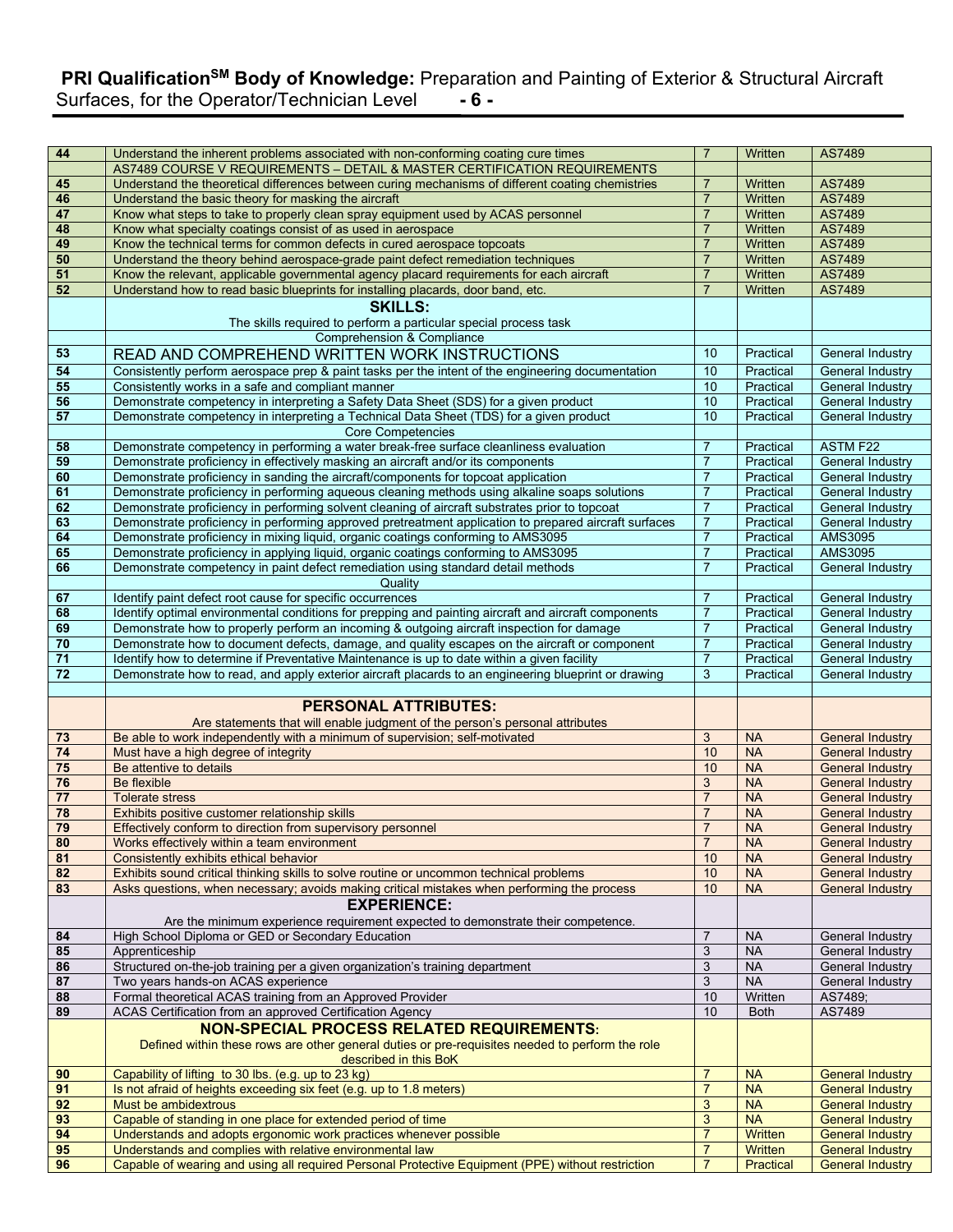| | | | | |
|---|---|---|---|---|
| 44 | Understand the inherent problems associated with non-conforming coating cure times | 7 | Written | AS7489 |
| | AS7489 COURSE V REQUIREMENTS – DETAIL & MASTER CERTIFICATION REQUIREMENTS | | | |
| 45 | Understand the theoretical differences between curing mechanisms of different coating chemistries | 7 | Written | AS7489 |
| 46 | Understand the basic theory for masking the aircraft | 7 | Written | AS7489 |
| 47 | Know what steps to take to properly clean spray equipment used by ACAS personnel | 7 | Written | AS7489 |
| 48 | Know what specialty coatings consist of as used in aerospace | 7 | Written | AS7489 |
| 49 | Know the technical terms for common defects in cured aerospace topcoats | 7 | Written | AS7489 |
| 50 | Understand the theory behind aerospace-grade paint defect remediation techniques | 7 | Written | AS7489 |
| 51 | Know the relevant, applicable governmental agency placard requirements for each aircraft | 7 | Written | AS7489 |
| 52 | Understand how to read basic blueprints for installing placards, door band, etc. | 7 | Written | AS7489 |
| | **SKILLS:** The skills required to perform a particular special process task | | | |
| | Comprehension & Compliance | | | |
| 53 | READ AND COMPREHEND WRITTEN WORK INSTRUCTIONS | 10 | Practical | General Industry |
| 54 | Consistently perform aerospace prep & paint tasks per the intent of the engineering documentation | 10 | Practical | General Industry |
| 55 | Consistently works in a safe and compliant manner | 10 | Practical | General Industry |
| 56 | Demonstrate competency in interpreting a Safety Data Sheet (SDS) for a given product | 10 | Practical | General Industry |
| 57 | Demonstrate competency in interpreting a Technical Data Sheet (TDS) for a given product | 10 | Practical | General Industry |
| | Core Competencies | | | |
| 58 | Demonstrate competency in performing a water break-free surface cleanliness evaluation | 7 | Practical | ASTM F22 |
| 59 | Demonstrate proficiency in effectively masking an aircraft and/or its components | 7 | Practical | General Industry |
| 60 | Demonstrate proficiency in sanding the aircraft/components for topcoat application | 7 | Practical | General Industry |
| 61 | Demonstrate proficiency in performing aqueous cleaning methods using alkaline soaps solutions | 7 | Practical | General Industry |
| 62 | Demonstrate proficiency in performing solvent cleaning of aircraft substrates prior to topcoat | 7 | Practical | General Industry |
| 63 | Demonstrate proficiency in performing approved pretreatment application to prepared aircraft surfaces | 7 | Practical | General Industry |
| 64 | Demonstrate proficiency in mixing liquid, organic coatings conforming to AMS3095 | 7 | Practical | AMS3095 |
| 65 | Demonstrate proficiency in applying liquid, organic coatings conforming to AMS3095 | 7 | Practical | AMS3095 |
| 66 | Demonstrate competency in paint defect remediation using standard detail methods | 7 | Practical | General Industry |
| | Quality | | | |
| 67 | Identify paint defect root cause for specific occurrences | 7 | Practical | General Industry |
| 68 | Identify optimal environmental conditions for prepping and painting aircraft and aircraft components | 7 | Practical | General Industry |
| 69 | Demonstrate how to properly perform an incoming & outgoing aircraft inspection for damage | 7 | Practical | General Industry |
| 70 | Demonstrate how to document defects, damage, and quality escapes on the aircraft or component | 7 | Practical | General Industry |
| 71 | Identify how to determine if Preventative Maintenance is up to date within a given facility | 7 | Practical | General Industry |
| 72 | Demonstrate how to read, and apply exterior aircraft placards to an engineering blueprint or drawing | 3 | Practical | General Industry |
| | | | | |
| | **PERSONAL ATTRIBUTES:** Are statements that will enable judgment of the person's personal attributes | | | |
| 73 | Be able to work independently with a minimum of supervision; self-motivated | 3 | NA | General Industry |
| 74 | Must have a high degree of integrity | 10 | NA | General Industry |
| 75 | Be attentive to details | 10 | NA | General Industry |
| 76 | Be flexible | 3 | NA | General Industry |
| 77 | Tolerate stress | 7 | NA | General Industry |
| 78 | Exhibits positive customer relationship skills | 7 | NA | General Industry |
| 79 | Effectively conform to direction from supervisory personnel | 7 | NA | General Industry |
| 80 | Works effectively within a team environment | 7 | NA | General Industry |
| 81 | Consistently exhibits ethical behavior | 10 | NA | General Industry |
| 82 | Exhibits sound critical thinking skills to solve routine or uncommon technical problems | 10 | NA | General Industry |
| 83 | Asks questions, when necessary; avoids making critical mistakes when performing the process | 10 | NA | General Industry |
| | **EXPERIENCE:** Are the minimum experience requirement expected to demonstrate their competence. | | | |
| 84 | High School Diploma or GED or Secondary Education | 7 | NA | General Industry |
| 85 | Apprenticeship | 3 | NA | General Industry |
| 86 | Structured on-the-job training per a given organization's training department | 3 | NA | General Industry |
| 87 | Two years hands-on ACAS experience | 3 | NA | General Industry |
| 88 | Formal theoretical ACAS training from an Approved Provider | 10 | Written | AS7489; |
| 89 | ACAS Certification from an approved Certification Agency | 10 | Both | AS7489 |
| | **NON-SPECIAL PROCESS RELATED REQUIREMENTS:** Defined within these rows are other general duties or pre-requisites needed to perform the role described in this BoK | | | |
| 90 | Capability of lifting to 30 lbs. (e.g. up to 23 kg) | 7 | NA | General Industry |
| 91 | Is not afraid of heights exceeding six feet (e.g. up to 1.8 meters) | 7 | NA | General Industry |
| 92 | Must be ambidextrous | 3 | NA | General Industry |
| 93 | Capable of standing in one place for extended period of time | 3 | NA | General Industry |
| 94 | Understands and adopts ergonomic work practices whenever possible | 7 | Written | General Industry |
| 95 | Understands and complies with relative environmental law | 7 | Written | General Industry |
| 96 | Capable of wearing and using all required Personal Protective Equipment (PPE) without restriction | 7 | Practical | General Industry |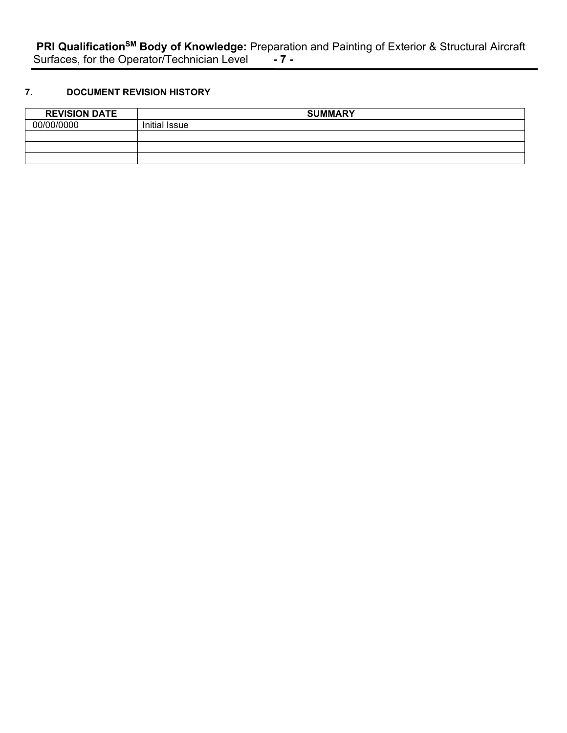## 7. DOCUMENT REVISION HISTORY

| REVISION DATE | SUMMARY |
| --- | --- |
| 00/00/0000 | Initial Issue |
| | |
| | |
| | |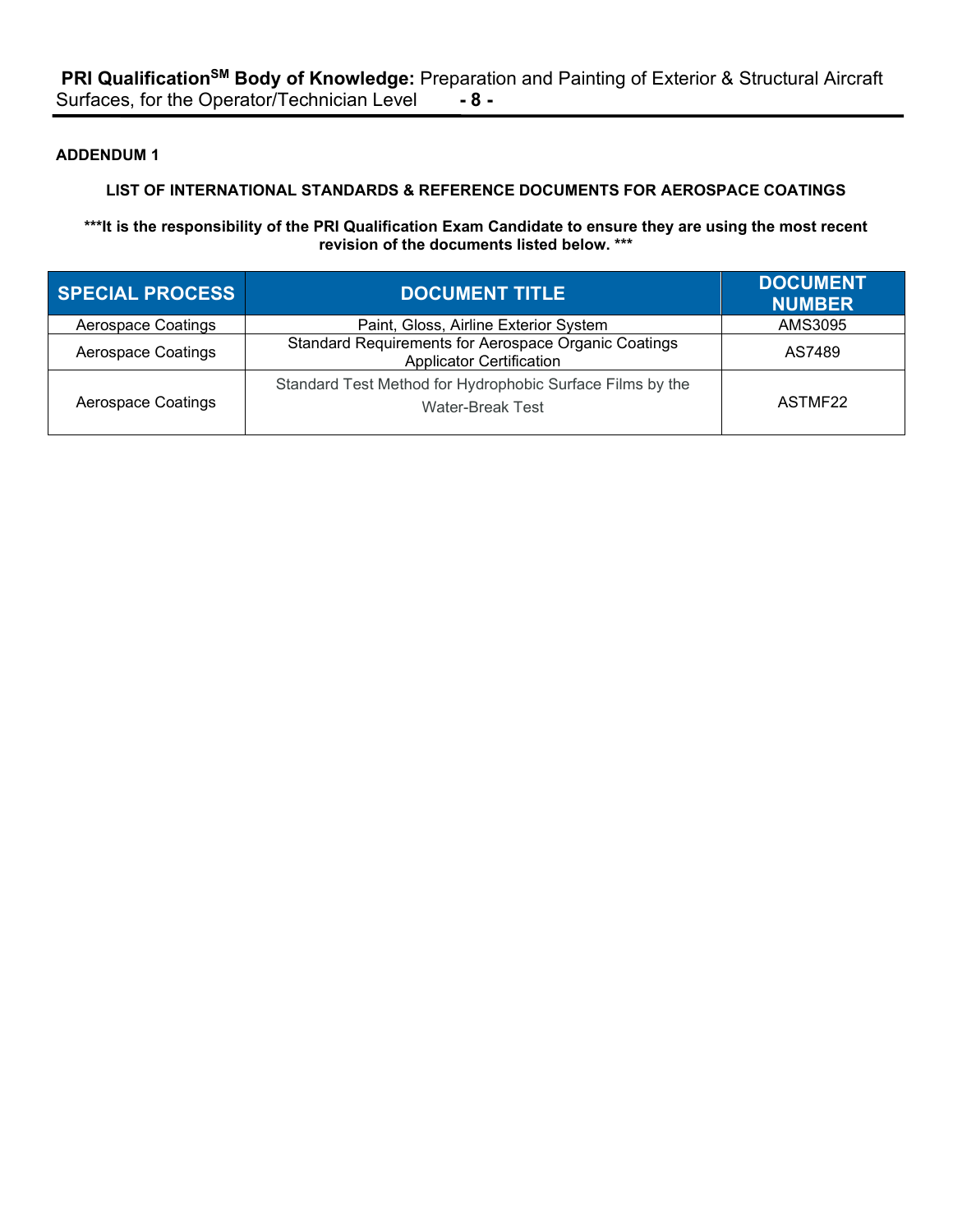**ADDENDUM 1**

**LIST OF INTERNATIONAL STANDARDS & REFERENCE DOCUMENTS FOR AEROSPACE COATINGS**

**\*\*\*It is the responsibility of the PRI Qualification Exam Candidate to ensure they are using the most recent revision of the documents listed below. \*\*\***

| SPECIAL PROCESS | DOCUMENT TITLE | DOCUMENT NUMBER |
|---|---|---|
| Aerospace Coatings | Paint, Gloss, Airline Exterior System | AMS3095 |
| Aerospace Coatings | Standard Requirements for Aerospace Organic Coatings Applicator Certification | AS7489 |
| Aerospace Coatings | Standard Test Method for Hydrophobic Surface Films by the Water-Break Test | ASTMF22 |